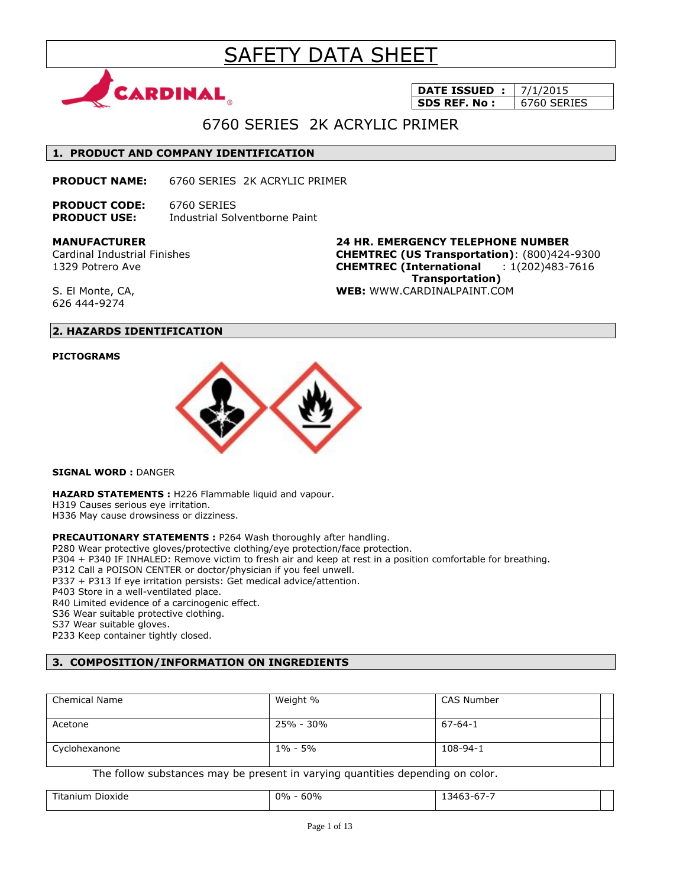# SAFETY DATA SHEET

CARDINAL

| | |
|---|---|
| **DATE ISSUED :** | 7/1/2015 |
| **SDS REF. No :** | 6760 SERIES |

## 6760 SERIES 2K ACRYLIC PRIMER

## 1. PRODUCT AND COMPANY IDENTIFICATION

**PRODUCT NAME:** 6760 SERIES 2K ACRYLIC PRIMER

**PRODUCT CODE:** 6760 SERIES
**PRODUCT USE:** Industrial Solventborne Paint

**MANUFACTURER**
Cardinal Industrial Finishes
1329 Potrero Ave

S. El Monte, CA,
626 444-9274

**24 HR. EMERGENCY TELEPHONE NUMBER**
**CHEMTREC (US Transportation)**: (800)424-9300
**CHEMTREC (International Transportation)** : 1(202)483-7616
**WEB:** WWW.CARDINALPAINT.COM

## 2. HAZARDS IDENTIFICATION

**PICTOGRAMS**

**SIGNAL WORD :** DANGER

**HAZARD STATEMENTS :** H226 Flammable liquid and vapour.
H319 Causes serious eye irritation.
H336 May cause drowsiness or dizziness.

**PRECAUTIONARY STATEMENTS :** P264 Wash thoroughly after handling.
P280 Wear protective gloves/protective clothing/eye protection/face protection.
P304 + P340 IF INHALED: Remove victim to fresh air and keep at rest in a position comfortable for breathing.
P312 Call a POISON CENTER or doctor/physician if you feel unwell.
P337 + P313 If eye irritation persists: Get medical advice/attention.
P403 Store in a well-ventilated place.
R40 Limited evidence of a carcinogenic effect.
S36 Wear suitable protective clothing.
S37 Wear suitable gloves.
P233 Keep container tightly closed.

## 3. COMPOSITION/INFORMATION ON INGREDIENTS

| Chemical Name | Weight % | CAS Number | |
|---|---|---|---|
| Acetone | 25% - 30% | 67-64-1 | |
| Cyclohexanone | 1% - 5% | 108-94-1 | |

The follow substances may be present in varying quantities depending on color.

| | | | |
|---|---|---|---|
| Titanium Dioxide | 0% - 60% | 13463-67-7 | |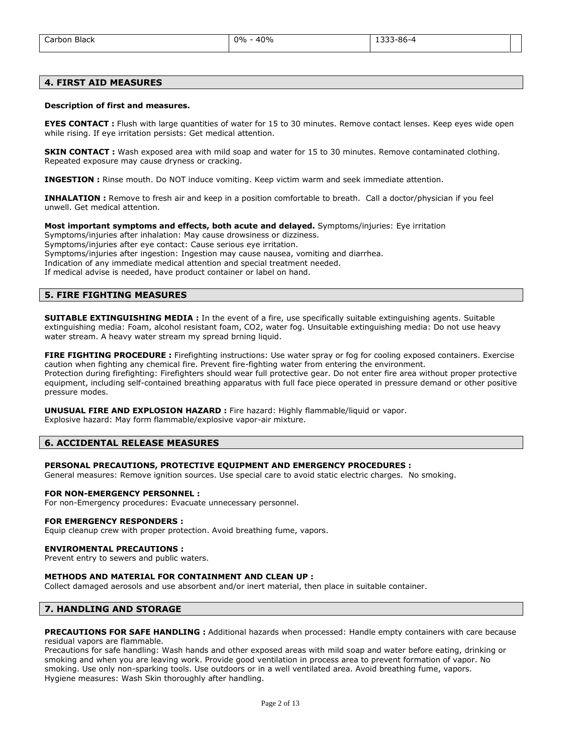| | | | |
|---|---|---|---|
| Carbon Black | 0% - 40% | 1333-86-4 | |

## 4. FIRST AID MEASURES

**Description of first and measures.**

**EYES CONTACT :** Flush with large quantities of water for 15 to 30 minutes. Remove contact lenses. Keep eyes wide open while rising. If eye irritation persists: Get medical attention.

**SKIN CONTACT :** Wash exposed area with mild soap and water for 15 to 30 minutes. Remove contaminated clothing. Repeated exposure may cause dryness or cracking.

**INGESTION :** Rinse mouth. Do NOT induce vomiting. Keep victim warm and seek immediate attention.

**INHALATION :** Remove to fresh air and keep in a position comfortable to breath. Call a doctor/physician if you feel unwell. Get medical attention.

**Most important symptoms and effects, both acute and delayed.** Symptoms/injuries: Eye irritation
Symptoms/injuries after inhalation: May cause drowsiness or dizziness.
Symptoms/injuries after eye contact: Cause serious eye irritation.
Symptoms/injuries after ingestion: Ingestion may cause nausea, vomiting and diarrhea.
Indication of any immediate medical attention and special treatment needed.
If medical advise is needed, have product container or label on hand.

## 5. FIRE FIGHTING MEASURES

**SUITABLE EXTINGUISHING MEDIA :** In the event of a fire, use specifically suitable extinguishing agents. Suitable extinguishing media: Foam, alcohol resistant foam, $CO_2$, water fog. Unsuitable extinguishing media: Do not use heavy water stream. A heavy water stream my spread brning liquid.

**FIRE FIGHTING PROCEDURE :** Firefighting instructions: Use water spray or fog for cooling exposed containers. Exercise caution when fighting any chemical fire. Prevent fire-fighting water from entering the environment.
Protection during firefighting: Firefighters should wear full protective gear. Do not enter fire area without proper protective equipment, including self-contained breathing apparatus with full face piece operated in pressure demand or other positive pressure modes.

**UNUSUAL FIRE AND EXPLOSION HAZARD :** Fire hazard: Highly flammable/liquid or vapor.
Explosive hazard: May form flammable/explosive vapor-air mixture.

## 6. ACCIDENTAL RELEASE MEASURES

**PERSONAL PRECAUTIONS, PROTECTIVE EQUIPMENT AND EMERGENCY PROCEDURES :**
General measures: Remove ignition sources. Use special care to avoid static electric charges. No smoking.

**FOR NON-EMERGENCY PERSONNEL :**
For non-Emergency procedures: Evacuate unnecessary personnel.

**FOR EMERGENCY RESPONDERS :**
Equip cleanup crew with proper protection. Avoid breathing fume, vapors.

**ENVIROMENTAL PRECAUTIONS :**
Prevent entry to sewers and public waters.

**METHODS AND MATERIAL FOR CONTAINMENT AND CLEAN UP :**
Collect damaged aerosols and use absorbent and/or inert material, then place in suitable container.

## 7. HANDLING AND STORAGE

**PRECAUTIONS FOR SAFE HANDLING :** Additional hazards when processed: Handle empty containers with care because residual vapors are flammable.
Precautions for safe handling: Wash hands and other exposed areas with mild soap and water before eating, drinking or smoking and when you are leaving work. Provide good ventilation in process area to prevent formation of vapor. No smoking. Use only non-sparking tools. Use outdoors or in a well ventilated area. Avoid breathing fume, vapors.
Hygiene measures: Wash Skin thoroughly after handling.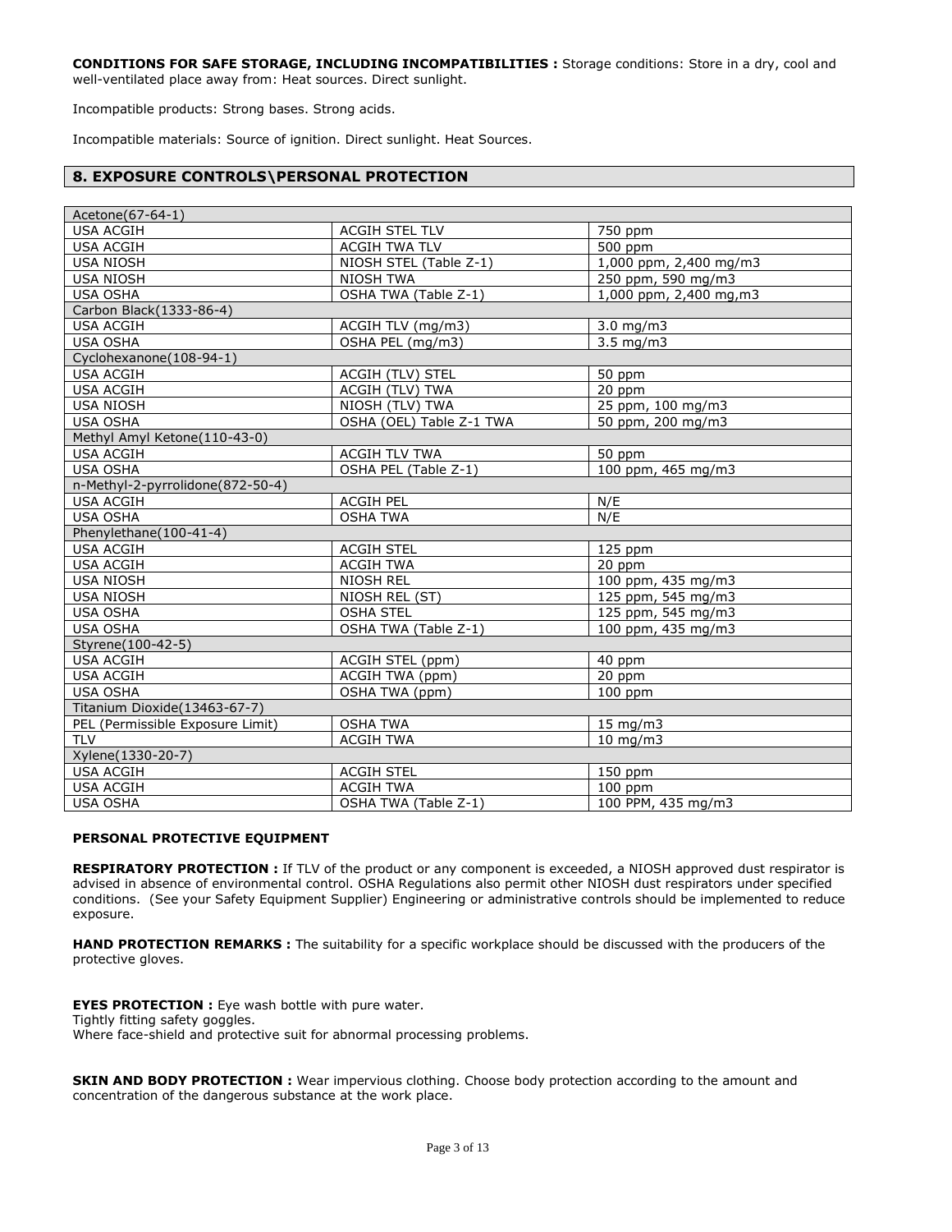**CONDITIONS FOR SAFE STORAGE, INCLUDING INCOMPATIBILITIES :** Storage conditions: Store in a dry, cool and well-ventilated place away from: Heat sources. Direct sunlight.

Incompatible products: Strong bases. Strong acids.

Incompatible materials: Source of ignition. Direct sunlight. Heat Sources.

## 8. EXPOSURE CONTROLS\PERSONAL PROTECTION

| | | |
|---|---|---|
| Acetone(67-64-1) | | |
| USA ACGIH | ACGIH STEL TLV | 750 ppm |
| USA ACGIH | ACGIH TWA TLV | 500 ppm |
| USA NIOSH | NIOSH STEL (Table Z-1) | 1,000 ppm, 2,400 mg/m3 |
| USA NIOSH | NIOSH TWA | 250 ppm, 590 mg/m3 |
| USA OSHA | OSHA TWA (Table Z-1) | 1,000 ppm, 2,400 mg,m3 |
| Carbon Black(1333-86-4) | | |
| USA ACGIH | ACGIH TLV (mg/m3) | 3.0 mg/m3 |
| USA OSHA | OSHA PEL (mg/m3) | 3.5 mg/m3 |
| Cyclohexanone(108-94-1) | | |
| USA ACGIH | ACGIH (TLV) STEL | 50 ppm |
| USA ACGIH | ACGIH (TLV) TWA | 20 ppm |
| USA NIOSH | NIOSH (TLV) TWA | 25 ppm, 100 mg/m3 |
| USA OSHA | OSHA (OEL) Table Z-1 TWA | 50 ppm, 200 mg/m3 |
| Methyl Amyl Ketone(110-43-0) | | |
| USA ACGIH | ACGIH TLV TWA | 50 ppm |
| USA OSHA | OSHA PEL (Table Z-1) | 100 ppm, 465 mg/m3 |
| n-Methyl-2-pyrrolidone(872-50-4) | | |
| USA ACGIH | ACGIH PEL | N/E |
| USA OSHA | OSHA TWA | N/E |
| Phenylethane(100-41-4) | | |
| USA ACGIH | ACGIH STEL | 125 ppm |
| USA ACGIH | ACGIH TWA | 20 ppm |
| USA NIOSH | NIOSH REL | 100 ppm, 435 mg/m3 |
| USA NIOSH | NIOSH REL (ST) | 125 ppm, 545 mg/m3 |
| USA OSHA | OSHA STEL | 125 ppm, 545 mg/m3 |
| USA OSHA | OSHA TWA (Table Z-1) | 100 ppm, 435 mg/m3 |
| Styrene(100-42-5) | | |
| USA ACGIH | ACGIH STEL (ppm) | 40 ppm |
| USA ACGIH | ACGIH TWA (ppm) | 20 ppm |
| USA OSHA | OSHA TWA (ppm) | 100 ppm |
| Titanium Dioxide(13463-67-7) | | |
| PEL (Permissible Exposure Limit) | OSHA TWA | 15 mg/m3 |
| TLV | ACGIH TWA | 10 mg/m3 |
| Xylene(1330-20-7) | | |
| USA ACGIH | ACGIH STEL | 150 ppm |
| USA ACGIH | ACGIH TWA | 100 ppm |
| USA OSHA | OSHA TWA (Table Z-1) | 100 PPM, 435 mg/m3 |

**PERSONAL PROTECTIVE EQUIPMENT**

**RESPIRATORY PROTECTION :** If TLV of the product or any component is exceeded, a NIOSH approved dust respirator is advised in absence of environmental control. OSHA Regulations also permit other NIOSH dust respirators under specified conditions. (See your Safety Equipment Supplier) Engineering or administrative controls should be implemented to reduce exposure.

**HAND PROTECTION REMARKS :** The suitability for a specific workplace should be discussed with the producers of the protective gloves.

**EYES PROTECTION :** Eye wash bottle with pure water.
Tightly fitting safety goggles.
Where face-shield and protective suit for abnormal processing problems.

**SKIN AND BODY PROTECTION :** Wear impervious clothing. Choose body protection according to the amount and concentration of the dangerous substance at the work place.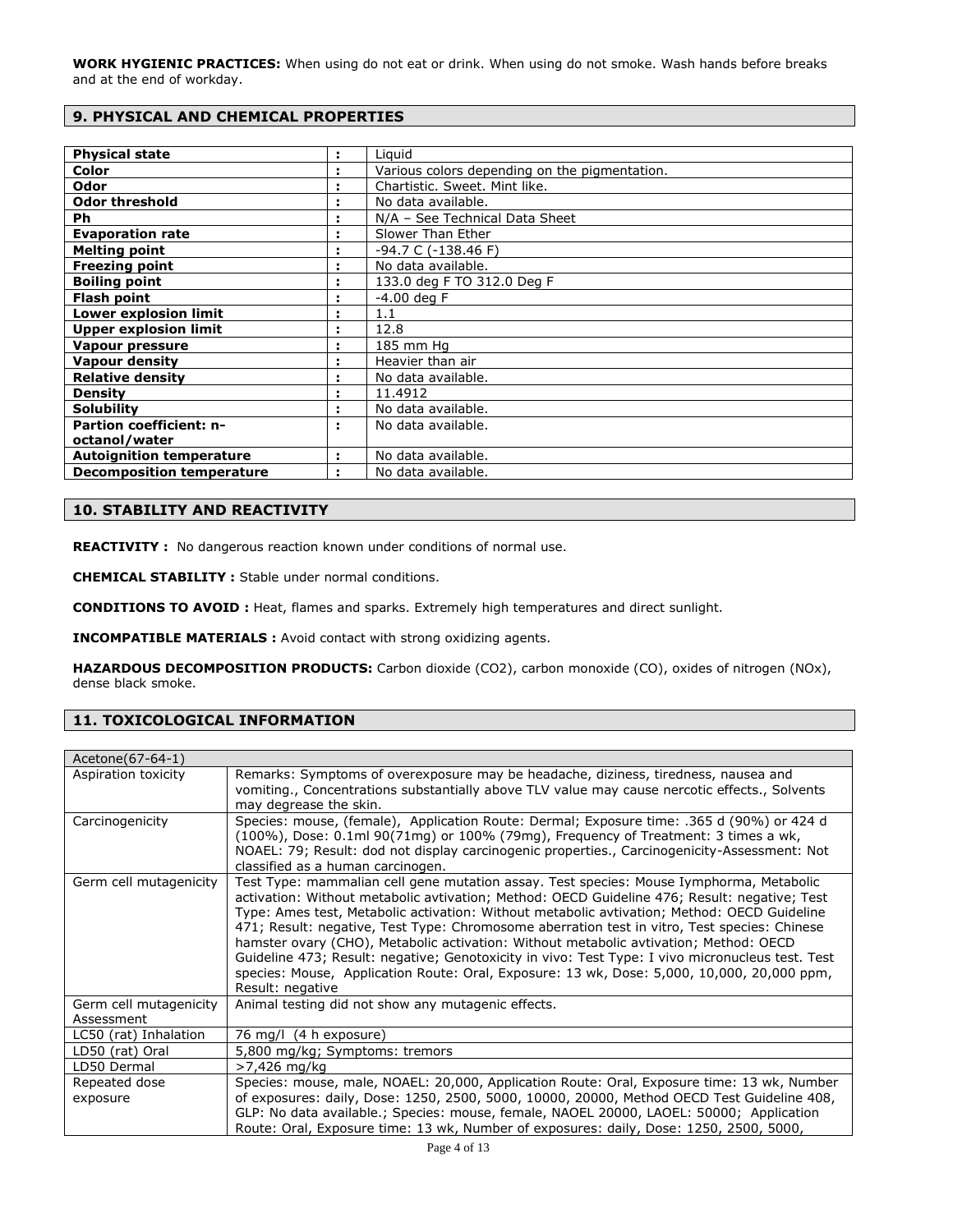**WORK HYGIENIC PRACTICES:** When using do not eat or drink. When using do not smoke. Wash hands before breaks and at the end of workday.

## 9. PHYSICAL AND CHEMICAL PROPERTIES

| | | |
|---|---|---|
| **Physical state** | : | Liquid |
| **Color** | : | Various colors depending on the pigmentation. |
| **Odor** | : | Chartistic. Sweet. Mint like. |
| **Odor threshold** | : | No data available. |
| **Ph** | : | N/A – See Technical Data Sheet |
| **Evaporation rate** | : | Slower Than Ether |
| **Melting point** | : | -94.7 C (-138.46 F) |
| **Freezing point** | : | No data available. |
| **Boiling point** | : | 133.0 deg F TO 312.0 Deg F |
| **Flash point** | : | -4.00 deg F |
| **Lower explosion limit** | : | 1.1 |
| **Upper explosion limit** | : | 12.8 |
| **Vapour pressure** | : | 185 mm Hg |
| **Vapour density** | : | Heavier than air |
| **Relative density** | : | No data available. |
| **Density** | : | 11.4912 |
| **Solubility** | : | No data available. |
| **Partion coefficient: n-octanol/water** | : | No data available. |
| **Autoignition temperature** | : | No data available. |
| **Decomposition temperature** | : | No data available. |

## 10. STABILITY AND REACTIVITY

**REACTIVITY :** No dangerous reaction known under conditions of normal use.

**CHEMICAL STABILITY :** Stable under normal conditions.

**CONDITIONS TO AVOID :** Heat, flames and sparks. Extremely high temperatures and direct sunlight.

**INCOMPATIBLE MATERIALS :** Avoid contact with strong oxidizing agents.

**HAZARDOUS DECOMPOSITION PRODUCTS:** Carbon dioxide ($CO_2$), carbon monoxide (CO), oxides of nitrogen ($NO_x$), dense black smoke.

## 11. TOXICOLOGICAL INFORMATION

| Acetone(67-64-1) | |
|---|---|
| Aspiration toxicity | Remarks: Symptoms of overexposure may be headache, diziness, tiredness, nausea and vomiting., Concentrations substantially above TLV value may cause nercotic effects., Solvents may degrease the skin. |
| Carcinogenicity | Species: mouse, (female), Application Route: Dermal; Exposure time: .365 d (90%) or 424 d (100%), Dose: 0.1ml 90(71mg) or 100% (79mg), Frequency of Treatment: 3 times a wk, NOAEL: 79; Result: dod not display carcinogenic properties., Carcinogenicity-Assessment: Not classified as a human carcinogen. |
| Germ cell mutagenicity | Test Type: mammalian cell gene mutation assay. Test species: Mouse Iymphorma, Metabolic activation: Without metabolic avtivation; Method: OECD Guideline 476; Result: negative; Test Type: Ames test, Metabolic activation: Without metabolic avtivation; Method: OECD Guideline 471; Result: negative, Test Type: Chromosome aberration test in vitro, Test species: Chinese hamster ovary (CHO), Metabolic activation: Without metabolic avtivation; Method: OECD Guideline 473; Result: negative; Genotoxicity in vivo: Test Type: I vivo micronucleus test. Test species: Mouse, Application Route: Oral, Exposure: 13 wk, Dose: 5,000, 10,000, 20,000 ppm, Result: negative |
| Germ cell mutagenicity Assessment | Animal testing did not show any mutagenic effects. |
| LC50 (rat) Inhalation | 76 mg/l (4 h exposure) |
| LD50 (rat) Oral | 5,800 mg/kg; Symptoms: tremors |
| LD50 Dermal | >7,426 mg/kg |
| Repeated dose exposure | Species: mouse, male, NOAEL: 20,000, Application Route: Oral, Exposure time: 13 wk, Number of exposures: daily, Dose: 1250, 2500, 5000, 10000, 20000, Method OECD Test Guideline 408, GLP: No data available.; Species: mouse, female, NAOEL 20000, LAOEL: 50000; Application Route: Oral, Exposure time: 13 wk, Number of exposures: daily, Dose: 1250, 2500, 5000, |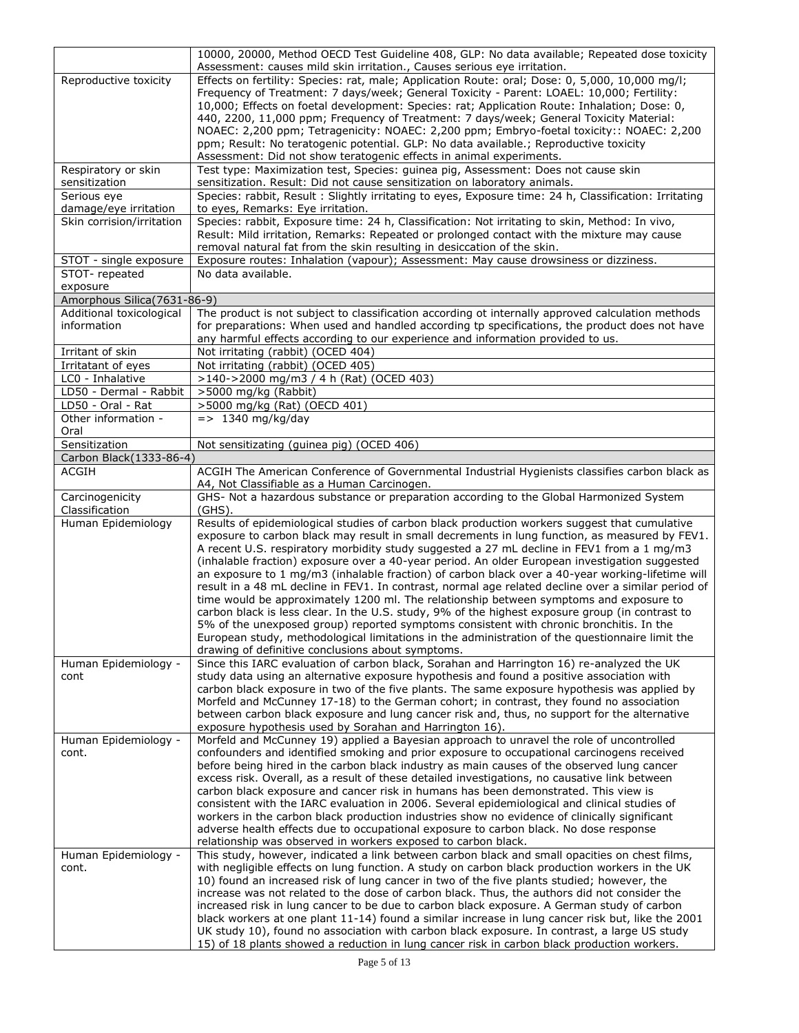| | |
|---|---|
| | 10000, 20000, Method OECD Test Guideline 408, GLP: No data available; Repeated dose toxicity Assessment: causes mild skin irritation., Causes serious eye irritation. |
| Reproductive toxicity | Effects on fertility: Species: rat, male; Application Route: oral; Dose: 0, 5,000, 10,000 mg/l; Frequency of Treatment: 7 days/week; General Toxicity - Parent: LOAEL: 10,000; Fertility: 10,000; Effects on foetal development: Species: rat; Application Route: Inhalation; Dose: 0, 440, 2200, 11,000 ppm; Frequency of Treatment: 7 days/week; General Toxicity Material: NOAEC: 2,200 ppm; Tetragenicity: NOAEC: 2,200 ppm; Embryo-foetal toxicity:: NOAEC: 2,200 ppm; Result: No teratogenic potential. GLP: No data available.; Reproductive toxicity Assessment: Did not show teratogenic effects in animal experiments. |
| Respiratory or skin sensitization | Test type: Maximization test, Species: guinea pig, Assessment: Does not cause skin sensitization. Result: Did not cause sensitization on laboratory animals. |
| Serious eye damage/eye irritation | Species: rabbit, Result : Slightly irritating to eyes, Exposure time: 24 h, Classification: Irritating to eyes, Remarks: Eye irritation. |
| Skin corrision/irritation | Species: rabbit, Exposure time: 24 h, Classification: Not irritating to skin, Method: In vivo, Result: Mild irritation, Remarks: Repeated or prolonged contact with the mixture may cause removal natural fat from the skin resulting in desiccation of the skin. |
| STOT - single exposure | Exposure routes: Inhalation (vapour); Assessment: May cause drowsiness or dizziness. |
| STOT- repeated exposure | No data available. |
| Amorphous Silica(7631-86-9) | |
| Additional toxicological information | The product is not subject to classification according ot internally approved calculation methods for preparations: When used and handled according tp specifications, the product does not have any harmful effects according to our experience and information provided to us. |
| Irritant of skin | Not irritating (rabbit) (OCED 404) |
| Irritatant of eyes | Not irritating (rabbit) (OCED 405) |
| LC0 - Inhalative | >140->2000 mg/m3 / 4 h (Rat) (OCED 403) |
| LD50 - Dermal - Rabbit | >5000 mg/kg (Rabbit) |
| LD50 - Oral - Rat | >5000 mg/kg (Rat) (OECD 401) |
| Other information - Oral | => 1340 mg/kg/day |
| Sensitization | Not sensitizating (guinea pig) (OCED 406) |
| Carbon Black(1333-86-4) | |
| ACGIH | ACGIH The American Conference of Governmental Industrial Hygienists classifies carbon black as A4, Not Classifiable as a Human Carcinogen. |
| Carcinogenicity Classification | GHS- Not a hazardous substance or preparation according to the Global Harmonized System (GHS). |
| Human Epidemiology | Results of epidemiological studies of carbon black production workers suggest that cumulative exposure to carbon black may result in small decrements in lung function, as measured by FEV1. A recent U.S. respiratory morbidity study suggested a 27 mL decline in FEV1 from a 1 mg/m3 (inhalable fraction) exposure over a 40-year period. An older European investigation suggested an exposure to 1 mg/m3 (inhalable fraction) of carbon black over a 40-year working-lifetime will result in a 48 mL decline in FEV1. In contrast, normal age related decline over a similar period of time would be approximately 1200 ml. The relationship between symptoms and exposure to carbon black is less clear. In the U.S. study, 9% of the highest exposure group (in contrast to 5% of the unexposed group) reported symptoms consistent with chronic bronchitis. In the European study, methodological limitations in the administration of the questionnaire limit the drawing of definitive conclusions about symptoms. |
| Human Epidemiology - cont | Since this IARC evaluation of carbon black, Sorahan and Harrington 16) re-analyzed the UK study data using an alternative exposure hypothesis and found a positive association with carbon black exposure in two of the five plants. The same exposure hypothesis was applied by Morfeld and McCunney 17-18) to the German cohort; in contrast, they found no association between carbon black exposure and lung cancer risk and, thus, no support for the alternative exposure hypothesis used by Sorahan and Harrington 16). |
| Human Epidemiology - cont. | Morfeld and McCunney 19) applied a Bayesian approach to unravel the role of uncontrolled confounders and identified smoking and prior exposure to occupational carcinogens received before being hired in the carbon black industry as main causes of the observed lung cancer excess risk. Overall, as a result of these detailed investigations, no causative link between carbon black exposure and cancer risk in humans has been demonstrated. This view is consistent with the IARC evaluation in 2006. Several epidemiological and clinical studies of workers in the carbon black production industries show no evidence of clinically significant adverse health effects due to occupational exposure to carbon black. No dose response relationship was observed in workers exposed to carbon black. |
| Human Epidemiology - cont. | This study, however, indicated a link between carbon black and small opacities on chest films, with negligible effects on lung function. A study on carbon black production workers in the UK 10) found an increased risk of lung cancer in two of the five plants studied; however, the increase was not related to the dose of carbon black. Thus, the authors did not consider the increased risk in lung cancer to be due to carbon black exposure. A German study of carbon black workers at one plant 11-14) found a similar increase in lung cancer risk but, like the 2001 UK study 10), found no association with carbon black exposure. In contrast, a large US study 15) of 18 plants showed a reduction in lung cancer risk in carbon black production workers. |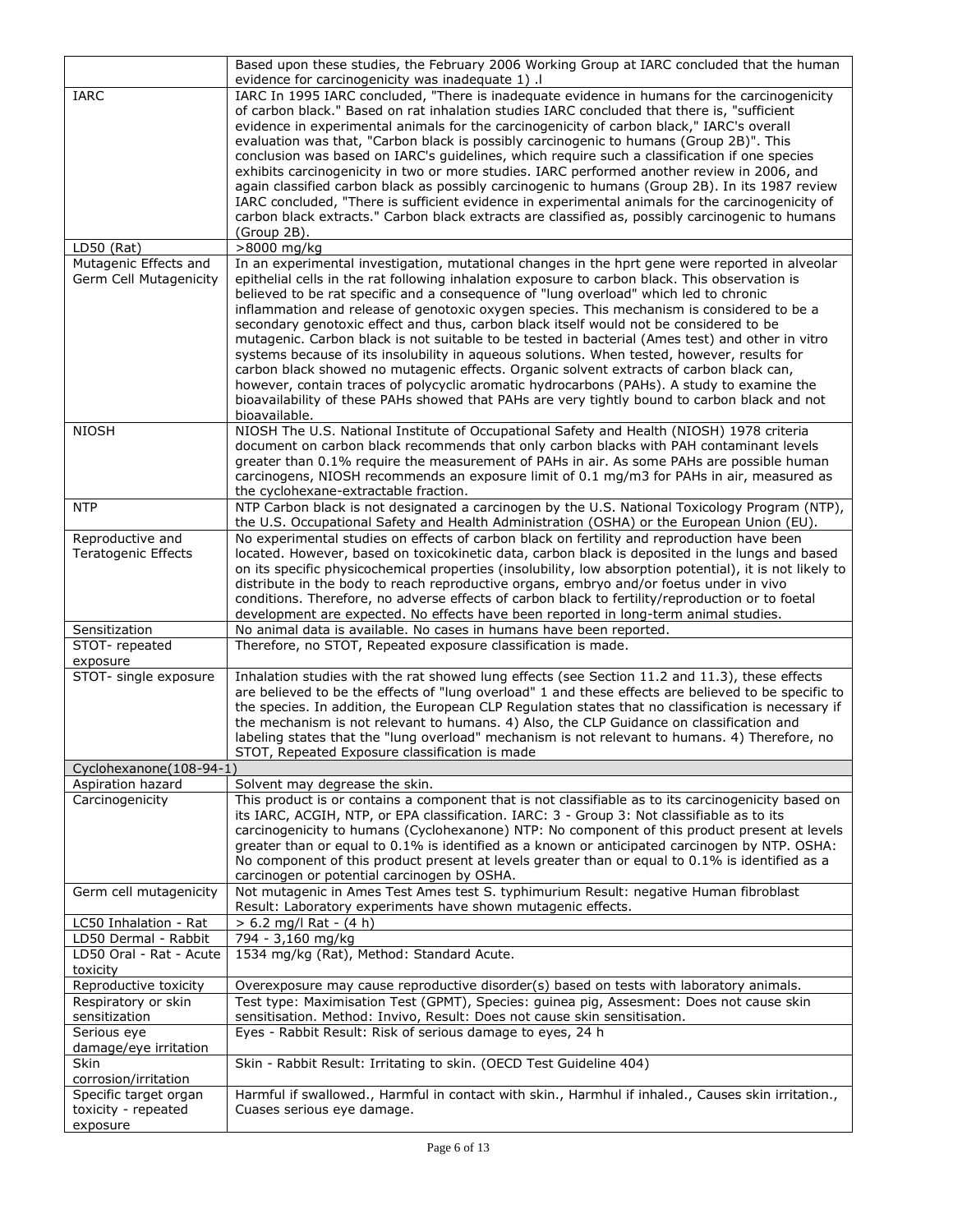| | |
|---|---|
| | Based upon these studies, the February 2006 Working Group at IARC concluded that the human evidence for carcinogenicity was inadequate 1) .l |
| IARC | IARC In 1995 IARC concluded, "There is inadequate evidence in humans for the carcinogenicity of carbon black." Based on rat inhalation studies IARC concluded that there is, "sufficient evidence in experimental animals for the carcinogenicity of carbon black," IARC's overall evaluation was that, "Carbon black is possibly carcinogenic to humans (Group 2B)". This conclusion was based on IARC's guidelines, which require such a classification if one species exhibits carcinogenicity in two or more studies. IARC performed another review in 2006, and again classified carbon black as possibly carcinogenic to humans (Group 2B). In its 1987 review IARC concluded, "There is sufficient evidence in experimental animals for the carcinogenicity of carbon black extracts." Carbon black extracts are classified as, possibly carcinogenic to humans (Group 2B). |
| LD50 (Rat) | >8000 mg/kg |
| Mutagenic Effects and Germ Cell Mutagenicity | In an experimental investigation, mutational changes in the hprt gene were reported in alveolar epithelial cells in the rat following inhalation exposure to carbon black. This observation is believed to be rat specific and a consequence of "lung overload" which led to chronic inflammation and release of genotoxic oxygen species. This mechanism is considered to be a secondary genotoxic effect and thus, carbon black itself would not be considered to be mutagenic. Carbon black is not suitable to be tested in bacterial (Ames test) and other in vitro systems because of its insolubility in aqueous solutions. When tested, however, results for carbon black showed no mutagenic effects. Organic solvent extracts of carbon black can, however, contain traces of polycyclic aromatic hydrocarbons (PAHs). A study to examine the bioavailability of these PAHs showed that PAHs are very tightly bound to carbon black and not bioavailable. |
| NIOSH | NIOSH The U.S. National Institute of Occupational Safety and Health (NIOSH) 1978 criteria document on carbon black recommends that only carbon blacks with PAH contaminant levels greater than 0.1% require the measurement of PAHs in air. As some PAHs are possible human carcinogens, NIOSH recommends an exposure limit of 0.1 mg/m3 for PAHs in air, measured as the cyclohexane-extractable fraction. |
| NTP | NTP Carbon black is not designated a carcinogen by the U.S. National Toxicology Program (NTP), the U.S. Occupational Safety and Health Administration (OSHA) or the European Union (EU). |
| Reproductive and Teratogenic Effects | No experimental studies on effects of carbon black on fertility and reproduction have been located. However, based on toxicokinetic data, carbon black is deposited in the lungs and based on its specific physicochemical properties (insolubility, low absorption potential), it is not likely to distribute in the body to reach reproductive organs, embryo and/or foetus under in vivo conditions. Therefore, no adverse effects of carbon black to fertility/reproduction or to foetal development are expected. No effects have been reported in long-term animal studies. |
| Sensitization | No animal data is available. No cases in humans have been reported. |
| STOT- repeated exposure | Therefore, no STOT, Repeated exposure classification is made. |
| STOT- single exposure | Inhalation studies with the rat showed lung effects (see Section 11.2 and 11.3), these effects are believed to be the effects of "lung overload" 1 and these effects are believed to be specific to the species. In addition, the European CLP Regulation states that no classification is necessary if the mechanism is not relevant to humans. 4) Also, the CLP Guidance on classification and labeling states that the "lung overload" mechanism is not relevant to humans. 4) Therefore, no STOT, Repeated Exposure classification is made |
| Cyclohexanone(108-94-1) | |
| Aspiration hazard | Solvent may degrease the skin. |
| Carcinogenicity | This product is or contains a component that is not classifiable as to its carcinogenicity based on its IARC, ACGIH, NTP, or EPA classification. IARC: 3 - Group 3: Not classifiable as to its carcinogenicity to humans (Cyclohexanone) NTP: No component of this product present at levels greater than or equal to 0.1% is identified as a known or anticipated carcinogen by NTP. OSHA: No component of this product present at levels greater than or equal to 0.1% is identified as a carcinogen or potential carcinogen by OSHA. |
| Germ cell mutagenicity | Not mutagenic in Ames Test Ames test S. typhimurium Result: negative Human fibroblast Result: Laboratory experiments have shown mutagenic effects. |
| LC50 Inhalation - Rat | > 6.2 mg/l Rat - (4 h) |
| LD50 Dermal - Rabbit | 794 - 3,160 mg/kg |
| LD50 Oral - Rat - Acute toxicity | 1534 mg/kg (Rat), Method: Standard Acute. |
| Reproductive toxicity | Overexposure may cause reproductive disorder(s) based on tests with laboratory animals. |
| Respiratory or skin sensitization | Test type: Maximisation Test (GPMT), Species: guinea pig, Assesment: Does not cause skin sensitization. Method: Invivo, Result: Does not cause skin sensitisation. |
| Serious eye damage/eye irritation | Eyes - Rabbit Result: Risk of serious damage to eyes, 24 h |
| Skin corrosion/irritation | Skin - Rabbit Result: Irritating to skin. (OECD Test Guideline 404) |
| Specific target organ toxicity - repeated exposure | Harmful if swallowed., Harmful in contact with skin., Harmhul if inhaled., Causes skin irritation., Cuases serious eye damage. |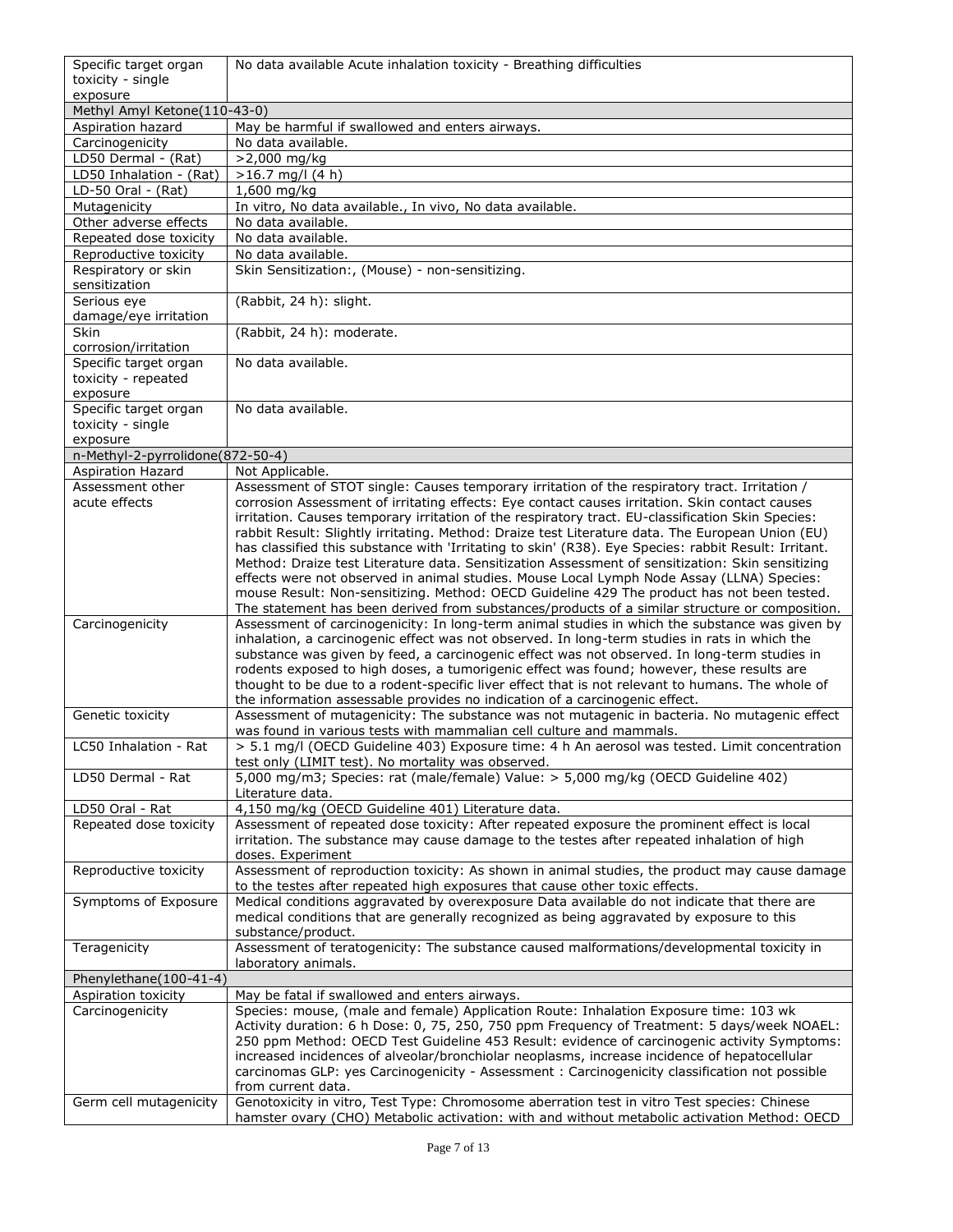| | |
|---|---|
| Specific target organ toxicity - single exposure | No data available Acute inhalation toxicity - Breathing difficulties |
| Methyl Amyl Ketone(110-43-0) | |
| Aspiration hazard | May be harmful if swallowed and enters airways. |
| Carcinogenicity | No data available. |
| LD50 Dermal - (Rat) | >2,000 mg/kg |
| LD50 Inhalation - (Rat) | >16.7 mg/l (4 h) |
| LD-50 Oral - (Rat) | 1,600 mg/kg |
| Mutagenicity | In vitro, No data available., In vivo, No data available. |
| Other adverse effects | No data available. |
| Repeated dose toxicity | No data available. |
| Reproductive toxicity | No data available. |
| Respiratory or skin sensitization | Skin Sensitization:, (Mouse) - non-sensitizing. |
| Serious eye damage/eye irritation | (Rabbit, 24 h): slight. |
| Skin corrosion/irritation | (Rabbit, 24 h): moderate. |
| Specific target organ toxicity - repeated exposure | No data available. |
| Specific target organ toxicity - single exposure | No data available. |
| n-Methyl-2-pyrrolidone(872-50-4) | |
| Aspiration Hazard | Not Applicable. |
| Assessment other acute effects | Assessment of STOT single: Causes temporary irritation of the respiratory tract. Irritation / corrosion Assessment of irritating effects: Eye contact causes irritation. Skin contact causes irritation. Causes temporary irritation of the respiratory tract. EU-classification Skin Species: rabbit Result: Slightly irritating. Method: Draize test Literature data. The European Union (EU) has classified this substance with 'Irritating to skin' (R38). Eye Species: rabbit Result: Irritant. Method: Draize test Literature data. Sensitization Assessment of sensitization: Skin sensitizing effects were not observed in animal studies. Mouse Local Lymph Node Assay (LLNA) Species: mouse Result: Non-sensitizing. Method: OECD Guideline 429 The product has not been tested. The statement has been derived from substances/products of a similar structure or composition. |
| Carcinogenicity | Assessment of carcinogenicity: In long-term animal studies in which the substance was given by inhalation, a carcinogenic effect was not observed. In long-term studies in rats in which the substance was given by feed, a carcinogenic effect was not observed. In long-term studies in rodents exposed to high doses, a tumorigenic effect was found; however, these results are thought to be due to a rodent-specific liver effect that is not relevant to humans. The whole of the information assessable provides no indication of a carcinogenic effect. |
| Genetic toxicity | Assessment of mutagenicity: The substance was not mutagenic in bacteria. No mutagenic effect was found in various tests with mammalian cell culture and mammals. |
| LC50 Inhalation - Rat | > 5.1 mg/l (OECD Guideline 403) Exposure time: 4 h An aerosol was tested. Limit concentration test only (LIMIT test). No mortality was observed. |
| LD50 Dermal - Rat | 5,000 mg/m3; Species: rat (male/female) Value: > 5,000 mg/kg (OECD Guideline 402) Literature data. |
| LD50 Oral - Rat | 4,150 mg/kg (OECD Guideline 401) Literature data. |
| Repeated dose toxicity | Assessment of repeated dose toxicity: After repeated exposure the prominent effect is local irritation. The substance may cause damage to the testes after repeated inhalation of high doses. Experiment |
| Reproductive toxicity | Assessment of reproduction toxicity: As shown in animal studies, the product may cause damage to the testes after repeated high exposures that cause other toxic effects. |
| Symptoms of Exposure | Medical conditions aggravated by overexposure Data available do not indicate that there are medical conditions that are generally recognized as being aggravated by exposure to this substance/product. |
| Teragenicity | Assessment of teratogenicity: The substance caused malformations/developmental toxicity in laboratory animals. |
| Phenylethane(100-41-4) | |
| Aspiration toxicity | May be fatal if swallowed and enters airways. |
| Carcinogenicity | Species: mouse, (male and female) Application Route: Inhalation Exposure time: 103 wk Activity duration: 6 h Dose: 0, 75, 250, 750 ppm Frequency of Treatment: 5 days/week NOAEL: 250 ppm Method: OECD Test Guideline 453 Result: evidence of carcinogenic activity Symptoms: increased incidences of alveolar/bronchiolar neoplasms, increase incidence of hepatocellular carcinomas GLP: yes Carcinogenicity - Assessment : Carcinogenicity classification not possible from current data. |
| Germ cell mutagenicity | Genotoxicity in vitro, Test Type: Chromosome aberration test in vitro Test species: Chinese hamster ovary (CHO) Metabolic activation: with and without metabolic activation Method: OECD |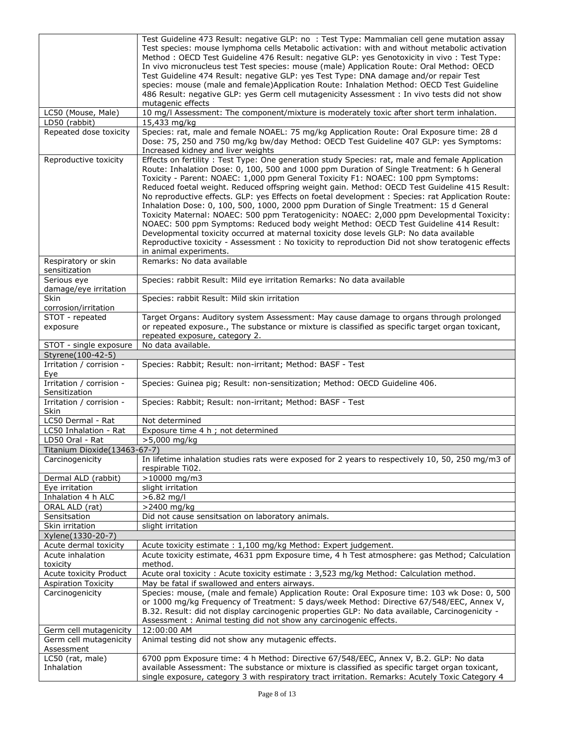| | |
|---|---|
| | Test Guideline 473 Result: negative GLP: no : Test Type: Mammalian cell gene mutation assay Test species: mouse lymphoma cells Metabolic activation: with and without metabolic activation Method : OECD Test Guideline 476 Result: negative GLP: yes Genotoxicity in vivo : Test Type: In vivo micronucleus test Test species: mouse (male) Application Route: Oral Method: OECD Test Guideline 474 Result: negative GLP: yes Test Type: DNA damage and/or repair Test species: mouse (male and female)Application Route: Inhalation Method: OECD Test Guideline 486 Result: negative GLP: yes Germ cell mutagenicity Assessment : In vivo tests did not show mutagenic effects |
| LC50 (Mouse, Male) | 10 mg/l Assessment: The component/mixture is moderately toxic after short term inhalation. |
| LD50 (rabbit) | 15,433 mg/kg |
| Repeated dose toxicity | Species: rat, male and female NOAEL: 75 mg/kg Application Route: Oral Exposure time: 28 d Dose: 75, 250 and 750 mg/kg bw/day Method: OECD Test Guideline 407 GLP: yes Symptoms: Increased kidney and liver weights |
| Reproductive toxicity | Effects on fertility : Test Type: One generation study Species: rat, male and female Application Route: Inhalation Dose: 0, 100, 500 and 1000 ppm Duration of Single Treatment: 6 h General Toxicity - Parent: NOAEC: 1,000 ppm General Toxicity F1: NOAEC: 100 ppm Symptoms: Reduced foetal weight. Reduced offspring weight gain. Method: OECD Test Guideline 415 Result: No reproductive effects. GLP: yes Effects on foetal development : Species: rat Application Route: Inhalation Dose: 0, 100, 500, 1000, 2000 ppm Duration of Single Treatment: 15 d General Toxicity Maternal: NOAEC: 500 ppm Teratogenicity: NOAEC: 2,000 ppm Developmental Toxicity: NOAEC: 500 ppm Symptoms: Reduced body weight Method: OECD Test Guideline 414 Result: Developmental toxicity occurred at maternal toxicity dose levels GLP: No data available Reproductive toxicity - Assessment : No toxicity to reproduction Did not show teratogenic effects in animal experiments. |
| Respiratory or skin sensitization | Remarks: No data available |
| Serious eye damage/eye irritation | Species: rabbit Result: Mild eye irritation Remarks: No data available |
| Skin corrosion/irritation | Species: rabbit Result: Mild skin irritation |
| STOT - repeated exposure | Target Organs: Auditory system Assessment: May cause damage to organs through prolonged or repeated exposure., The substance or mixture is classified as specific target organ toxicant, repeated exposure, category 2. |
| STOT - single exposure | No data available. |
| **Styrene(100-42-5)** | |
| Irritation / corrision - Eye | Species: Rabbit; Result: non-irritant; Method: BASF - Test |
| Irritation / corrision - Sensitization | Species: Guinea pig; Result: non-sensitization; Method: OECD Guideline 406. |
| Irritation / corrision - Skin | Species: Rabbit; Result: non-irritant; Method: BASF - Test |
| LC50 Dermal - Rat | Not determined |
| LC50 Inhalation - Rat | Exposure time 4 h ; not determined |
| LD50 Oral - Rat | >5,000 mg/kg |
| **Titanium Dioxide(13463-67-7)** | |
| Carcinogenicity | In lifetime inhalation studies rats were exposed for 2 years to respectively 10, 50, 250 mg/m3 of respirable Ti02. |
| Dermal ALD (rabbit) | >10000 mg/m3 |
| Eye irritation | slight irritation |
| Inhalation 4 h ALC | >6.82 mg/l |
| ORAL ALD (rat) | >2400 mg/kg |
| Sensitsation | Did not cause sensitsation on laboratory animals. |
| Skin irritation | slight irritation |
| **Xylene(1330-20-7)** | |
| Acute dermal toxicity | Acute toxicity estimate : 1,100 mg/kg Method: Expert judgement. |
| Acute inhalation toxicity | Acute toxicity estimate, 4631 ppm Exposure time, 4 h Test atmosphere: gas Method; Calculation method. |
| Acute toxicity Product | Acute oral toxicity : Acute toxicity estimate : 3,523 mg/kg Method: Calculation method. |
| Aspiration Toxicity | May be fatal if swallowed and enters airways. |
| Carcinogenicity | Species: mouse, (male and female) Application Route: Oral Exposure time: 103 wk Dose: 0, 500 or 1000 mg/kg Frequency of Treatment: 5 days/week Method: Directive 67/548/EEC, Annex V, B.32. Result: did not display carcinogenic properties GLP: No data available, Carcinogenicity - Assessment : Animal testing did not show any carcinogenic effects. |
| Germ cell mutagenicity | 12:00:00 AM |
| Germ cell mutagenicity Assessment | Animal testing did not show any mutagenic effects. |
| LC50 (rat, male) Inhalation | 6700 ppm Exposure time: 4 h Method: Directive 67/548/EEC, Annex V, B.2. GLP: No data available Assessment: The substance or mixture is classified as specific target organ toxicant, single exposure, category 3 with respiratory tract irritation. Remarks: Acutely Toxic Category 4 |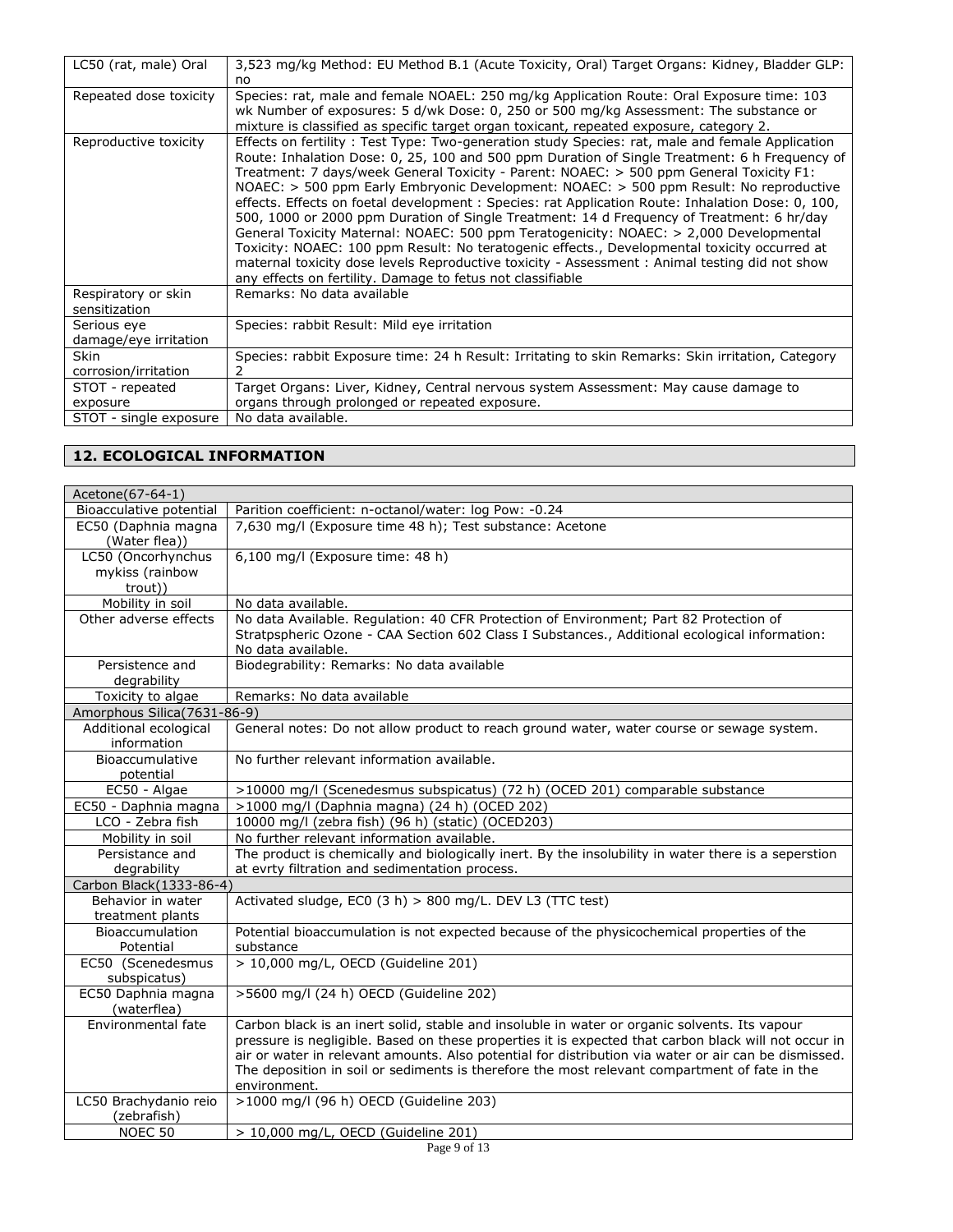| | |
|---|---|
| LC50 (rat, male) Oral | 3,523 mg/kg Method: EU Method B.1 (Acute Toxicity, Oral) Target Organs: Kidney, Bladder GLP: no |
| Repeated dose toxicity | Species: rat, male and female NOAEL: 250 mg/kg Application Route: Oral Exposure time: 103 wk Number of exposures: 5 d/wk Dose: 0, 250 or 500 mg/kg Assessment: The substance or mixture is classified as specific target organ toxicant, repeated exposure, category 2. |
| Reproductive toxicity | Effects on fertility : Test Type: Two-generation study Species: rat, male and female Application Route: Inhalation Dose: 0, 25, 100 and 500 ppm Duration of Single Treatment: 6 h Frequency of Treatment: 7 days/week General Toxicity - Parent: NOAEC: > 500 ppm General Toxicity F1: NOAEC: > 500 ppm Early Embryonic Development: NOAEC: > 500 ppm Result: No reproductive effects. Effects on foetal development : Species: rat Application Route: Inhalation Dose: 0, 100, 500, 1000 or 2000 ppm Duration of Single Treatment: 14 d Frequency of Treatment: 6 hr/day General Toxicity Maternal: NOAEC: 500 ppm Teratogenicity: NOAEC: > 2,000 Developmental Toxicity: NOAEC: 100 ppm Result: No teratogenic effects., Developmental toxicity occurred at maternal toxicity dose levels Reproductive toxicity - Assessment : Animal testing did not show any effects on fertility. Damage to fetus not classifiable |
| Respiratory or skin sensitization | Remarks: No data available |
| Serious eye damage/eye irritation | Species: rabbit Result: Mild eye irritation |
| Skin corrosion/irritation | Species: rabbit Exposure time: 24 h Result: Irritating to skin Remarks: Skin irritation, Category 2 |
| STOT - repeated exposure | Target Organs: Liver, Kidney, Central nervous system Assessment: May cause damage to organs through prolonged or repeated exposure. |
| STOT - single exposure | No data available. |

## 12. ECOLOGICAL INFORMATION

| | |
|---|---|
| **Acetone(67-64-1)** | |
| Bioacculative potential | Parition coefficient: n-octanol/water: log Pow: -0.24 |
| EC50 (Daphnia magna (Water flea)) | 7,630 mg/l (Exposure time 48 h); Test substance: Acetone |
| LC50 (Oncorhynchus mykiss (rainbow trout)) | 6,100 mg/l (Exposure time: 48 h) |
| Mobility in soil | No data available. |
| Other adverse effects | No data Available. Regulation: 40 CFR Protection of Environment; Part 82 Protection of Stratpspheric Ozone - CAA Section 602 Class I Substances., Additional ecological information: No data available. |
| Persistence and degrability | Biodegrability: Remarks: No data available |
| Toxicity to algae | Remarks: No data available |
| **Amorphous Silica(7631-86-9)** | |
| Additional ecological information | General notes: Do not allow product to reach ground water, water course or sewage system. |
| Bioaccumulative potential | No further relevant information available. |
| EC50 - Algae | >10000 mg/l (Scenedesmus subspicatus) (72 h) (OCED 201) comparable substance |
| EC50 - Daphnia magna | >1000 mg/l (Daphnia magna) (24 h) (OCED 202) |
| LCO - Zebra fish | 10000 mg/l (zebra fish) (96 h) (static) (OCED203) |
| Mobility in soil | No further relevant information available. |
| Persistance and degrability | The product is chemically and biologically inert. By the insolubility in water there is a seperstion at evrty filtration and sedimentation process. |
| **Carbon Black(1333-86-4)** | |
| Behavior in water treatment plants | Activated sludge, EC0 (3 h) > 800 mg/L. DEV L3 (TTC test) |
| Bioaccumulation Potential | Potential bioaccumulation is not expected because of the physicochemical properties of the substance |
| EC50 (Scenedesmus subspicatus) | > 10,000 mg/L, OECD (Guideline 201) |
| EC50 Daphnia magna (waterflea) | >5600 mg/l (24 h) OECD (Guideline 202) |
| Environmental fate | Carbon black is an inert solid, stable and insoluble in water or organic solvents. Its vapour pressure is negligible. Based on these properties it is expected that carbon black will not occur in air or water in relevant amounts. Also potential for distribution via water or air can be dismissed. The deposition in soil or sediments is therefore the most relevant compartment of fate in the environment. |
| LC50 Brachydanio reio (zebrafish) | >1000 mg/l (96 h) OECD (Guideline 203) |
| NOEC 50 | > 10,000 mg/L, OECD (Guideline 201) |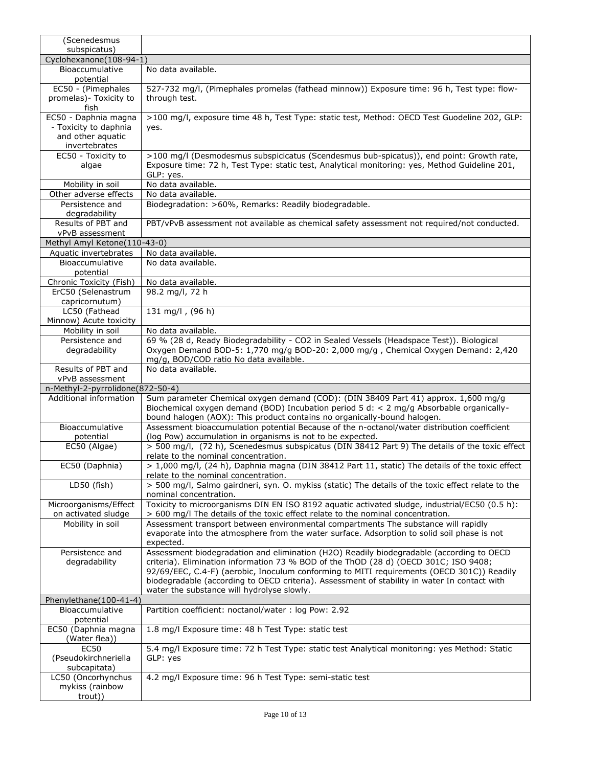| | |
|---|---|
| (Scenedesmus subspicatus) | |
| Cyclohexanone(108-94-1) | |
| Bioaccumulative potential | No data available. |
| EC50 - (Pimephales promelas)- Toxicity to fish | 527-732 mg/l, (Pimephales promelas (fathead minnow)) Exposure time: 96 h, Test type: flow-through test. |
| EC50 - Daphnia magna - Toxicity to daphnia and other aquatic invertebrates | >100 mg/l, exposure time 48 h, Test Type: static test, Method: OECD Test Guodeline 202, GLP: yes. |
| EC50 - Toxicity to algae | >100 mg/l (Desmodesmus subspicicatus (Scendesmus bub-spicatus)), end point: Growth rate, Exposure time: 72 h, Test Type: static test, Analytical monitoring: yes, Method Guideline 201, GLP: yes. |
| Mobility in soil | No data available. |
| Other adverse effects | No data available. |
| Persistence and degradability | Biodegradation: >60%, Remarks: Readily biodegradable. |
| Results of PBT and vPvB assessment | PBT/vPvB assessment not available as chemical safety assessment not required/not conducted. |
| Methyl Amyl Ketone(110-43-0) | |
| Aquatic invertebrates | No data available. |
| Bioaccumulative potential | No data available. |
| Chronic Toxicity (Fish) | No data available. |
| ErC50 (Selenastrum capricornutum) | 98.2 mg/l, 72 h |
| LC50 (Fathead Minnow) Acute toxicity | 131 mg/l , (96 h) |
| Mobility in soil | No data available. |
| Persistence and degradability | 69 % (28 d, Ready Biodegradability - CO2 in Sealed Vessels (Headspace Test)). Biological Oxygen Demand BOD-5: 1,770 mg/g BOD-20: 2,000 mg/g , Chemical Oxygen Demand: 2,420 mg/g, BOD/COD ratio No data available. |
| Results of PBT and vPvB assessment | No data available. |
| n-Methyl-2-pyrrolidone(872-50-4) | |
| Additional information | Sum parameter Chemical oxygen demand (COD): (DIN 38409 Part 41) approx. 1,600 mg/g Biochemical oxygen demand (BOD) Incubation period 5 d: < 2 mg/g Absorbable organically-bound halogen (AOX): This product contains no organically-bound halogen. |
| Bioaccumulative potential | Assessment bioaccumulation potential Because of the n-octanol/water distribution coefficient (log Pow) accumulation in organisms is not to be expected. |
| EC50 (Algae) | > 500 mg/l, (72 h), Scenedesmus subspicatus (DIN 38412 Part 9) The details of the toxic effect relate to the nominal concentration. |
| EC50 (Daphnia) | > 1,000 mg/l, (24 h), Daphnia magna (DIN 38412 Part 11, static) The details of the toxic effect relate to the nominal concentration. |
| LD50 (fish) | > 500 mg/l, Salmo gairdneri, syn. O. mykiss (static) The details of the toxic effect relate to the nominal concentration. |
| Microorganisms/Effect on activated sludge | Toxicity to microorganisms DIN EN ISO 8192 aquatic activated sludge, industrial/EC50 (0.5 h): > 600 mg/l The details of the toxic effect relate to the nominal concentration. |
| Mobility in soil | Assessment transport between environmental compartments The substance will rapidly evaporate into the atmosphere from the water surface. Adsorption to solid soil phase is not expected. |
| Persistence and degradability | Assessment biodegradation and elimination (H2O) Readily biodegradable (according to OECD criteria). Elimination information 73 % BOD of the ThOD (28 d) (OECD 301C; ISO 9408; 92/69/EEC, C.4-F) (aerobic, Inoculum conforming to MITI requirements (OECD 301C)) Readily biodegradable (according to OECD criteria). Assessment of stability in water In contact with water the substance will hydrolyse slowly. |
| Phenylethane(100-41-4) | |
| Bioaccumulative potential | Partition coefficient: noctanol/water : log Pow: 2.92 |
| EC50 (Daphnia magna (Water flea)) | 1.8 mg/l Exposure time: 48 h Test Type: static test |
| EC50 (Pseudokirchneriella subcapitata) | 5.4 mg/l Exposure time: 72 h Test Type: static test Analytical monitoring: yes Method: Static GLP: yes |
| LC50 (Oncorhynchus mykiss (rainbow trout)) | 4.2 mg/l Exposure time: 96 h Test Type: semi-static test |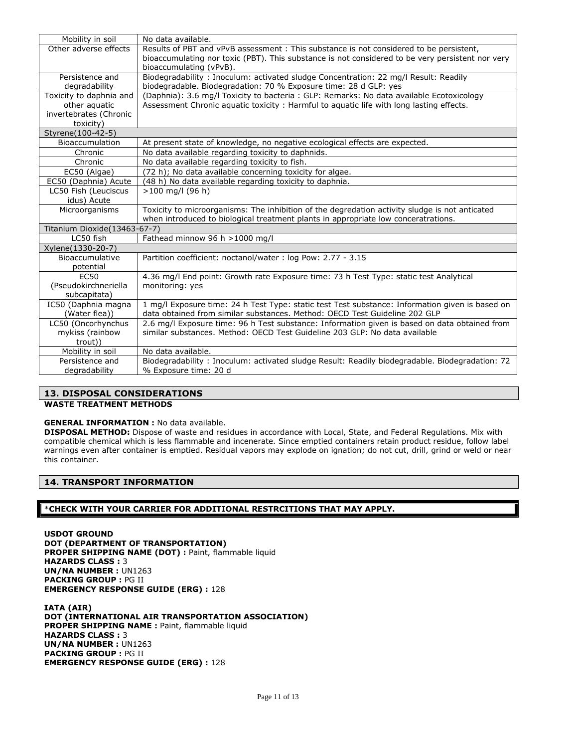| | |
|---|---|
| Mobility in soil | No data available. |
| Other adverse effects | Results of PBT and vPvB assessment : This substance is not considered to be persistent, bioaccumulating nor toxic (PBT). This substance is not considered to be very persistent nor very bioaccumulating (vPvB). |
| Persistence and degradability | Biodegradability : Inoculum: activated sludge Concentration: 22 mg/l Result: Readily biodegradable. Biodegradation: 70 % Exposure time: 28 d GLP: yes |
| Toxicity to daphnia and other aquatic invertebrates (Chronic toxicity) | (Daphnia): 3.6 mg/l Toxicity to bacteria : GLP: Remarks: No data available Ecotoxicology Assessment Chronic aquatic toxicity : Harmful to aquatic life with long lasting effects. |
| Styrene(100-42-5) | |
| Bioaccumulation | At present state of knowledge, no negative ecological effects are expected. |
| Chronic | No data available regarding toxicity to daphnids. |
| Chronic | No data available regarding toxicity to fish. |
| EC50 (Algae) | (72 h); No data available concerning toxicity for algae. |
| EC50 (Daphnia) Acute | (48 h) No data available regarding toxicity to daphnia. |
| LC50 Fish (Leuciscus idus) Acute | >100 mg/l (96 h) |
| Microorganisms | Toxicity to microorganisms: The inhibition of the degredation activity sludge is not anticated when introduced to biological treatment plants in appropriate low conceratrations. |
| Titanium Dioxide(13463-67-7) | |
| LC50 fish | Fathead minnow 96 h >1000 mg/l |
| Xylene(1330-20-7) | |
| Bioaccumulative potential | Partition coefficient: noctanol/water : log Pow: 2.77 - 3.15 |
| EC50 (Pseudokirchneriella subcapitata) | 4.36 mg/l End point: Growth rate Exposure time: 73 h Test Type: static test Analytical monitoring: yes |
| IC50 (Daphnia magna (Water flea)) | 1 mg/l Exposure time: 24 h Test Type: static test Test substance: Information given is based on data obtained from similar substances. Method: OECD Test Guideline 202 GLP |
| LC50 (Oncorhynchus mykiss (rainbow trout)) | 2.6 mg/l Exposure time: 96 h Test substance: Information given is based on data obtained from similar substances. Method: OECD Test Guideline 203 GLP: No data available |
| Mobility in soil | No data available. |
| Persistence and degradability | Biodegradability : Inoculum: activated sludge Result: Readily biodegradable. Biodegradation: 72 % Exposure time: 20 d |

## 13. DISPOSAL CONSIDERATIONS

**WASTE TREATMENT METHODS**

**GENERAL INFORMATION :** No data available.

**DISPOSAL METHOD:** Dispose of waste and residues in accordance with Local, State, and Federal Regulations. Mix with compatible chemical which is less flammable and incenerate. Since emptied containers retain product residue, follow label warnings even after container is emptied. Residual vapors may explode on ignation; do not cut, drill, grind or weld or near this container.

## 14. TRANSPORT INFORMATION

***CHECK WITH YOUR CARRIER FOR ADDITIONAL RESTRCITIONS THAT MAY APPLY.**

**USDOT GROUND**
**DOT (DEPARTMENT OF TRANSPORTATION)**
**PROPER SHIPPING NAME (DOT) :** Paint, flammable liquid
**HAZARDS CLASS :** 3
**UN/NA NUMBER :** UN1263
**PACKING GROUP :** PG II
**EMERGENCY RESPONSE GUIDE (ERG) :** 128

**IATA (AIR)**
**DOT (INTERNATIONAL AIR TRANSPORTATION ASSOCIATION)**
**PROPER SHIPPING NAME :** Paint, flammable liquid
**HAZARDS CLASS :** 3
**UN/NA NUMBER :** UN1263
**PACKING GROUP :** PG II
**EMERGENCY RESPONSE GUIDE (ERG) :** 128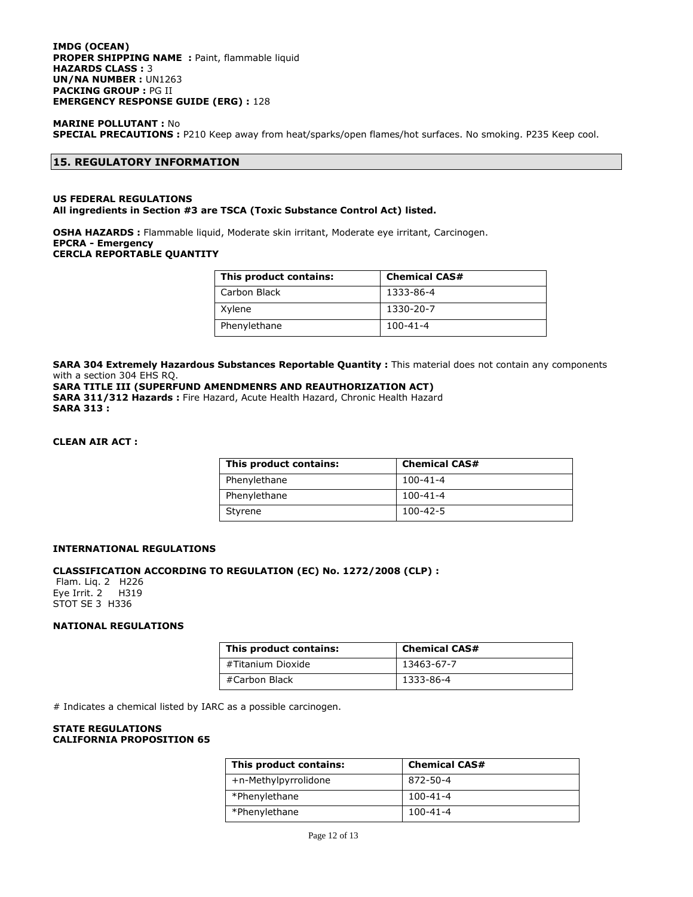**IMDG (OCEAN)**
**PROPER SHIPPING NAME :** Paint, flammable liquid
**HAZARDS CLASS :** 3
**UN/NA NUMBER :** UN1263
**PACKING GROUP :** PG II
**EMERGENCY RESPONSE GUIDE (ERG) :** 128

**MARINE POLLUTANT :** No
**SPECIAL PRECAUTIONS :** P210 Keep away from heat/sparks/open flames/hot surfaces. No smoking. P235 Keep cool.

## 15. REGULATORY INFORMATION

**US FEDERAL REGULATIONS**
**All ingredients in Section #3 are TSCA (Toxic Substance Control Act) listed.**

**OSHA HAZARDS :** Flammable liquid, Moderate skin irritant, Moderate eye irritant, Carcinogen.
**EPCRA - Emergency**
**CERCLA REPORTABLE QUANTITY**

| This product contains: | Chemical CAS# |
|---|---|
| Carbon Black | 1333-86-4 |
| Xylene | 1330-20-7 |
| Phenylethane | 100-41-4 |

**SARA 304 Extremely Hazardous Substances Reportable Quantity :** This material does not contain any components with a section 304 EHS RQ.
**SARA TITLE III (SUPERFUND AMENDMENRS AND REAUTHORIZATION ACT)**
**SARA 311/312 Hazards :** Fire Hazard, Acute Health Hazard, Chronic Health Hazard
**SARA 313 :**

**CLEAN AIR ACT :**

| This product contains: | Chemical CAS# |
|---|---|
| Phenylethane | 100-41-4 |
| Phenylethane | 100-41-4 |
| Styrene | 100-42-5 |

**INTERNATIONAL REGULATIONS**

**CLASSIFICATION ACCORDING TO REGULATION (EC) No. 1272/2008 (CLP) :**
Flam. Liq. 2 H226
Eye Irrit. 2 H319
STOT SE 3 H336

**NATIONAL REGULATIONS**

| This product contains: | Chemical CAS# |
|---|---|
| #Titanium Dioxide | 13463-67-7 |
| #Carbon Black | 1333-86-4 |

# Indicates a chemical listed by IARC as a possible carcinogen.

**STATE REGULATIONS**
**CALIFORNIA PROPOSITION 65**

| This product contains: | Chemical CAS# |
|---|---|
| +n-Methylpyrrolidone | 872-50-4 |
| *Phenylethane | 100-41-4 |
| *Phenylethane | 100-41-4 |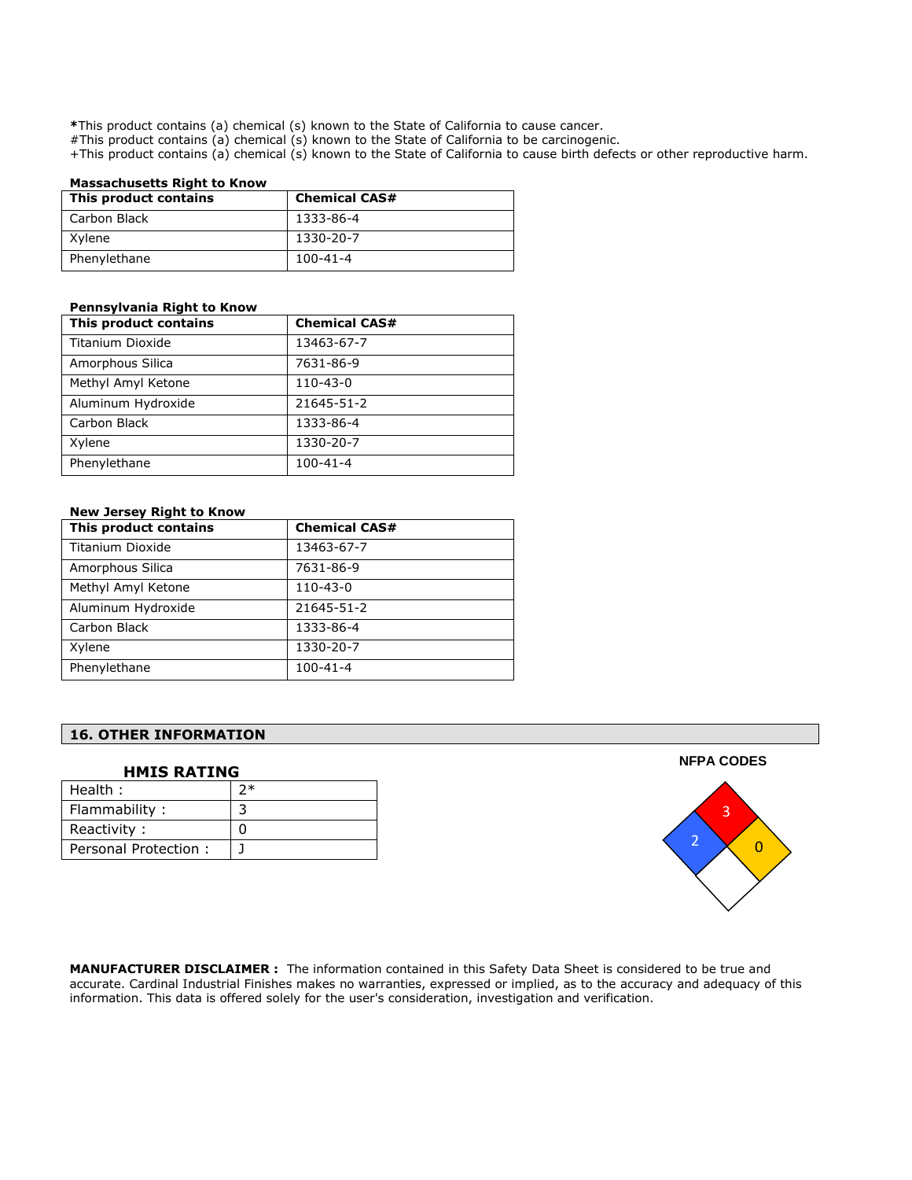*This product contains (a) chemical (s) known to the State of California to cause cancer.
#This product contains (a) chemical (s) known to the State of California to be carcinogenic.
+This product contains (a) chemical (s) known to the State of California to cause birth defects or other reproductive harm.

**Massachusetts Right to Know**

| This product contains | Chemical CAS# |
|---|---|
| Carbon Black | 1333-86-4 |
| Xylene | 1330-20-7 |
| Phenylethane | 100-41-4 |

**Pennsylvania Right to Know**

| This product contains | Chemical CAS# |
|---|---|
| Titanium Dioxide | 13463-67-7 |
| Amorphous Silica | 7631-86-9 |
| Methyl Amyl Ketone | 110-43-0 |
| Aluminum Hydroxide | 21645-51-2 |
| Carbon Black | 1333-86-4 |
| Xylene | 1330-20-7 |
| Phenylethane | 100-41-4 |

**New Jersey Right to Know**

| This product contains | Chemical CAS# |
|---|---|
| Titanium Dioxide | 13463-67-7 |
| Amorphous Silica | 7631-86-9 |
| Methyl Amyl Ketone | 110-43-0 |
| Aluminum Hydroxide | 21645-51-2 |
| Carbon Black | 1333-86-4 |
| Xylene | 1330-20-7 |
| Phenylethane | 100-41-4 |

## 16. OTHER INFORMATION

**HMIS RATING**

| | |
|---|---|
| Health : | 2* |
| Flammability : | 3 |
| Reactivity : | 0 |
| Personal Protection : | J |

**NFPA CODES**

3
2
0

**MANUFACTURER DISCLAIMER :** The information contained in this Safety Data Sheet is considered to be true and accurate. Cardinal Industrial Finishes makes no warranties, expressed or implied, as to the accuracy and adequacy of this information. This data is offered solely for the user's consideration, investigation and verification.